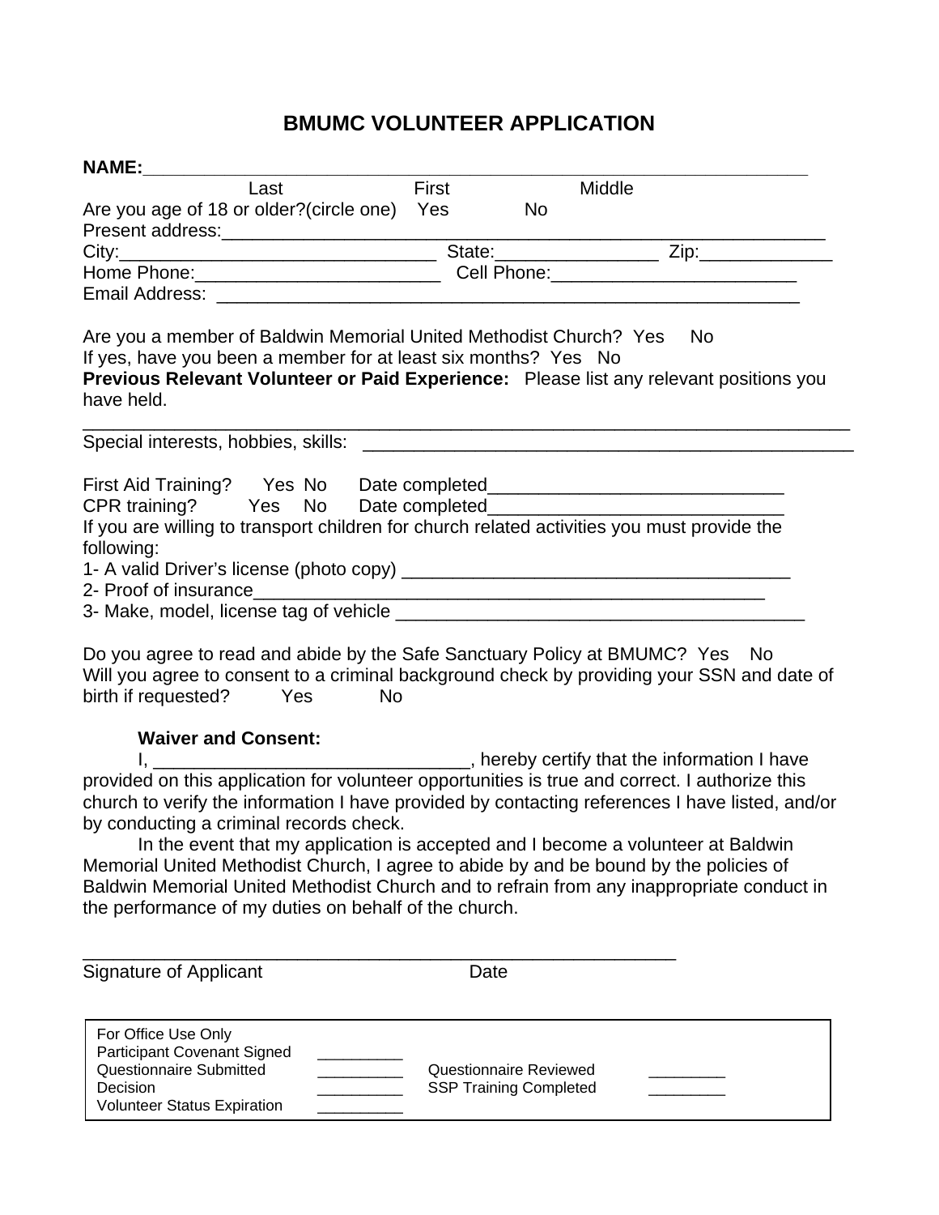# BMUMC VOLUNTEER APPLICATION

**NAME:**_______________________________________________________________

Last First Middle

Are you age of 18 or older?(circle one) Yes No

Present address:_____________________________________________________

City:______________________________ State:________________ Zip:_____________

Home Phone:________________________ Cell Phone:________________________

Email Address: _______________________________________________________

Are you a member of Baldwin Memorial United Methodist Church? Yes No

If yes, have you been a member for at least six months? Yes No

**Previous Relevant Volunteer or Paid Experience:** Please list any relevant positions you have held.

_____________________________________________________________________________

Special interests, hobbies, skills: _______________________________________________

First Aid Training? Yes No Date completed_____________________________

CPR training? Yes No Date completed_____________________________

If you are willing to transport children for church related activities you must provide the following:

1- A valid Driver's license (photo copy) ______________________________________

2- Proof of insurance_____________________________________________________

3- Make, model, license tag of vehicle ________________________________________

Do you agree to read and abide by the Safe Sanctuary Policy at BMUMC? Yes No

Will you agree to consent to a criminal background check by providing your SSN and date of birth if requested? Yes No

**Waiver and Consent:**

I, _______________________________, hereby certify that the information I have provided on this application for volunteer opportunities is true and correct. I authorize this church to verify the information I have provided by contacting references I have listed, and/or by conducting a criminal records check.

In the event that my application is accepted and I become a volunteer at Baldwin Memorial United Methodist Church, I agree to abide by and be bound by the policies of Baldwin Memorial United Methodist Church and to refrain from any inappropriate conduct in the performance of my duties on behalf of the church.

_____________________________________________________________

Signature of Applicant Date

| For Office Use Only | | | |
|---|---|---|---|
| Participant Covenant Signed | _________ | | |
| Questionnaire Submitted | _________ | Questionnaire Reviewed | ________ |
| Decision | _________ | SSP Training Completed | ________ |
| Volunteer Status Expiration | _________ | | |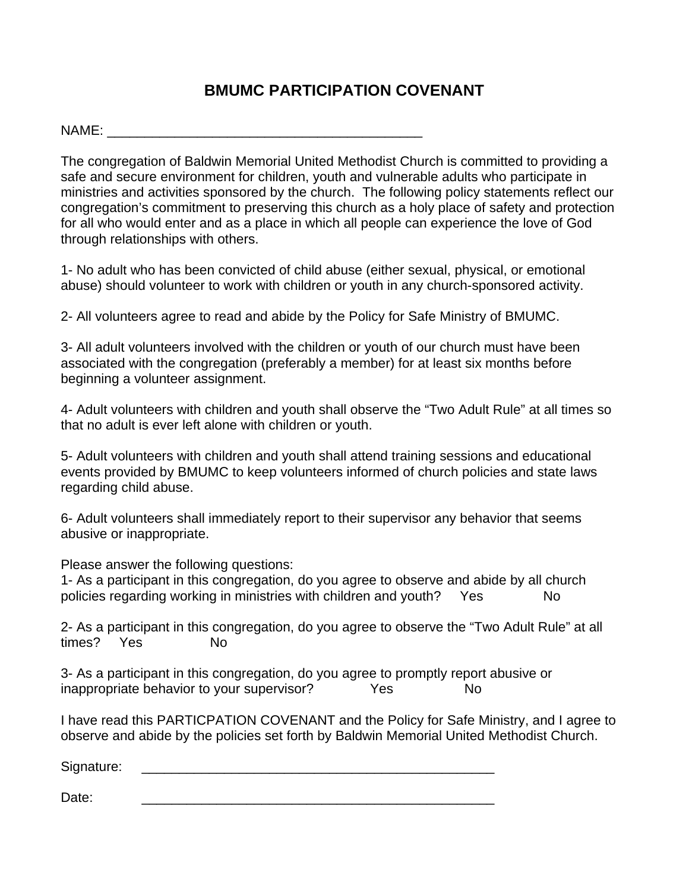# BMUMC PARTICIPATION COVENANT

NAME: ___________________________________________

The congregation of Baldwin Memorial United Methodist Church is committed to providing a safe and secure environment for children, youth and vulnerable adults who participate in ministries and activities sponsored by the church. The following policy statements reflect our congregation's commitment to preserving this church as a holy place of safety and protection for all who would enter and as a place in which all people can experience the love of God through relationships with others.

1- No adult who has been convicted of child abuse (either sexual, physical, or emotional abuse) should volunteer to work with children or youth in any church-sponsored activity.

2- All volunteers agree to read and abide by the Policy for Safe Ministry of BMUMC.

3- All adult volunteers involved with the children or youth of our church must have been associated with the congregation (preferably a member) for at least six months before beginning a volunteer assignment.

4- Adult volunteers with children and youth shall observe the "Two Adult Rule" at all times so that no adult is ever left alone with children or youth.

5- Adult volunteers with children and youth shall attend training sessions and educational events provided by BMUMC to keep volunteers informed of church policies and state laws regarding child abuse.

6- Adult volunteers shall immediately report to their supervisor any behavior that seems abusive or inappropriate.

Please answer the following questions:

1- As a participant in this congregation, do you agree to observe and abide by all church policies regarding working in ministries with children and youth? Yes No

2- As a participant in this congregation, do you agree to observe the "Two Adult Rule" at all times? Yes No

3- As a participant in this congregation, do you agree to promptly report abusive or inappropriate behavior to your supervisor? Yes No

I have read this PARTICPATION COVENANT and the Policy for Safe Ministry, and I agree to observe and abide by the policies set forth by Baldwin Memorial United Methodist Church.

Signature: _________________________________________________

Date: _________________________________________________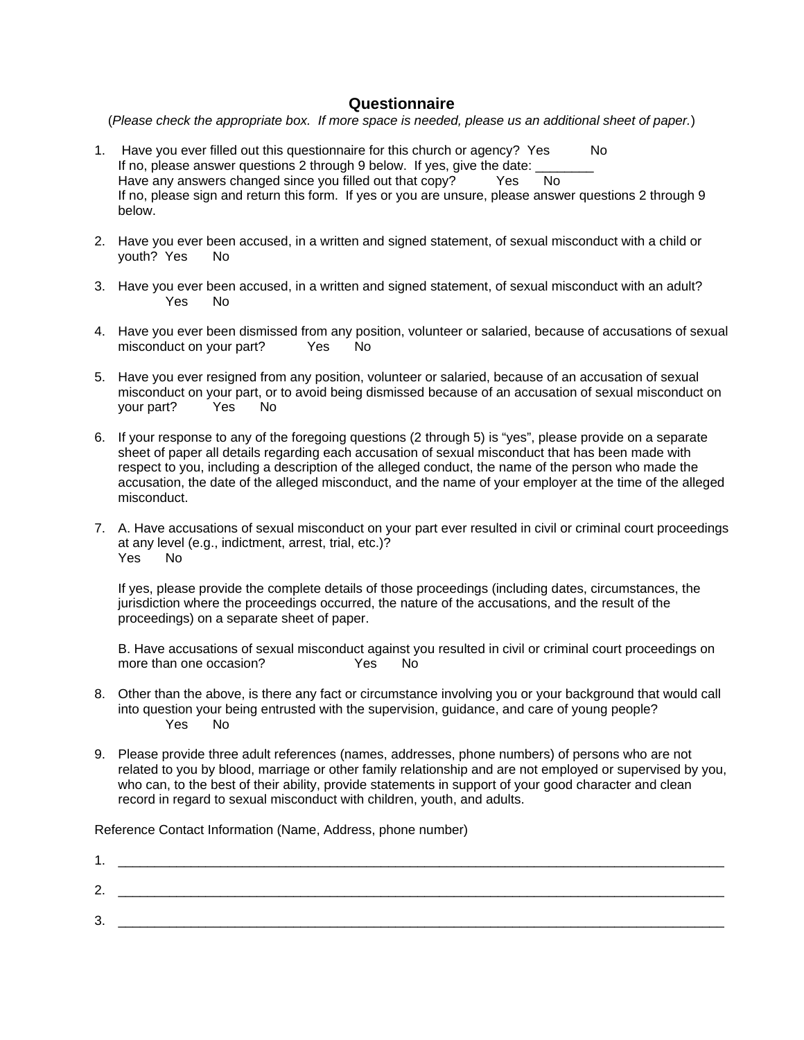# Questionnaire

(*Please check the appropriate box. If more space is needed, please us an additional sheet of paper.*)

1. Have you ever filled out this questionnaire for this church or agency? Yes No
   If no, please answer questions 2 through 9 below. If yes, give the date: ________
   Have any answers changed since you filled out that copy? Yes No
   If no, please sign and return this form. If yes or you are unsure, please answer questions 2 through 9 below.

2. Have you ever been accused, in a written and signed statement, of sexual misconduct with a child or youth? Yes No

3. Have you ever been accused, in a written and signed statement, of sexual misconduct with an adult?
   Yes No

4. Have you ever been dismissed from any position, volunteer or salaried, because of accusations of sexual misconduct on your part? Yes No

5. Have you ever resigned from any position, volunteer or salaried, because of an accusation of sexual misconduct on your part, or to avoid being dismissed because of an accusation of sexual misconduct on your part? Yes No

6. If your response to any of the foregoing questions (2 through 5) is "yes", please provide on a separate sheet of paper all details regarding each accusation of sexual misconduct that has been made with respect to you, including a description of the alleged conduct, the name of the person who made the accusation, the date of the alleged misconduct, and the name of your employer at the time of the alleged misconduct.

7. A. Have accusations of sexual misconduct on your part ever resulted in civil or criminal court proceedings at any level (e.g., indictment, arrest, trial, etc.)?
   Yes No

   If yes, please provide the complete details of those proceedings (including dates, circumstances, the jurisdiction where the proceedings occurred, the nature of the accusations, and the result of the proceedings) on a separate sheet of paper.

   B. Have accusations of sexual misconduct against you resulted in civil or criminal court proceedings on more than one occasion? Yes No

8. Other than the above, is there any fact or circumstance involving you or your background that would call into question your being entrusted with the supervision, guidance, and care of young people?
   Yes No

9. Please provide three adult references (names, addresses, phone numbers) of persons who are not related to you by blood, marriage or other family relationship and are not employed or supervised by you, who can, to the best of their ability, provide statements in support of your good character and clean record in regard to sexual misconduct with children, youth, and adults.

Reference Contact Information (Name, Address, phone number)

1. ________________________________________________________________________________________

2. ________________________________________________________________________________________

3. ________________________________________________________________________________________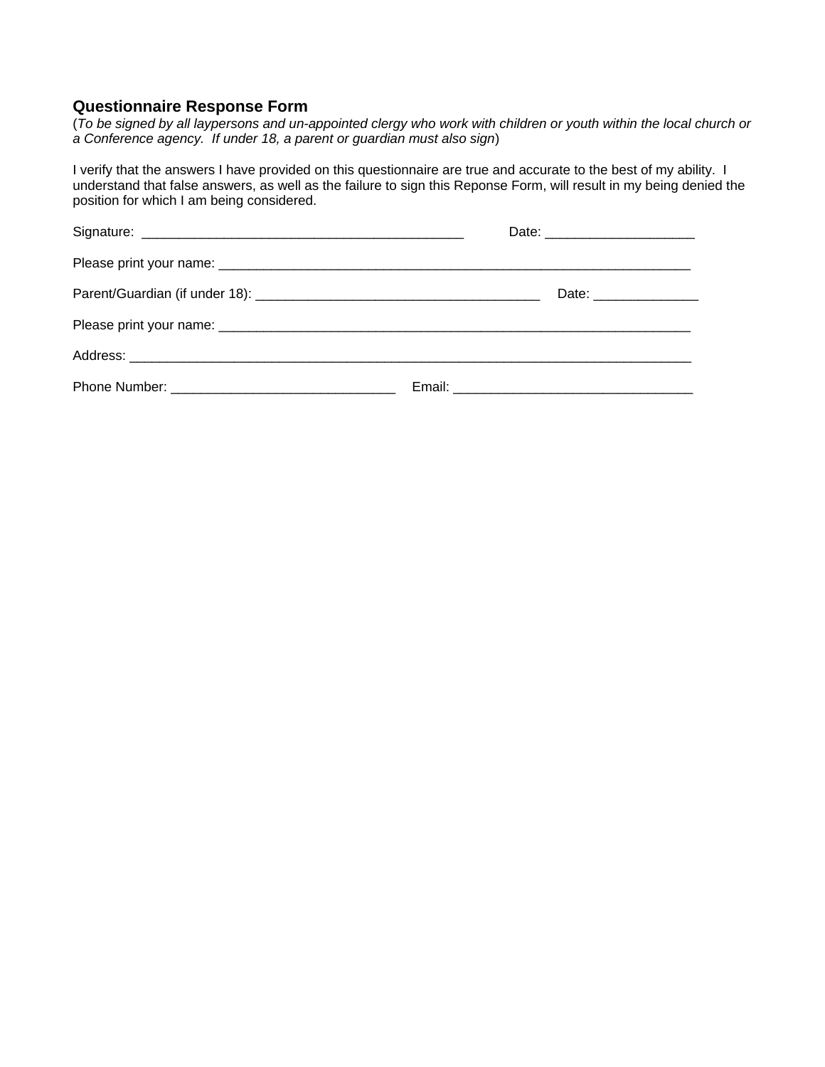### Questionnaire Response Form

(*To be signed by all laypersons and un-appointed clergy who work with children or youth within the local church or a Conference agency. If under 18, a parent or guardian must also sign*)

I verify that the answers I have provided on this questionnaire are true and accurate to the best of my ability. I understand that false answers, as well as the failure to sign this Reponse Form, will result in my being denied the position for which I am being considered.

Signature: ___________________________________________ Date: ____________________

Please print your name: _________________________________________________________________

Parent/Guardian (if under 18): ______________________________________ Date: ______________

Please print your name: _________________________________________________________________

Address: ___________________________________________________________________________

Phone Number: ______________________________ Email: ________________________________